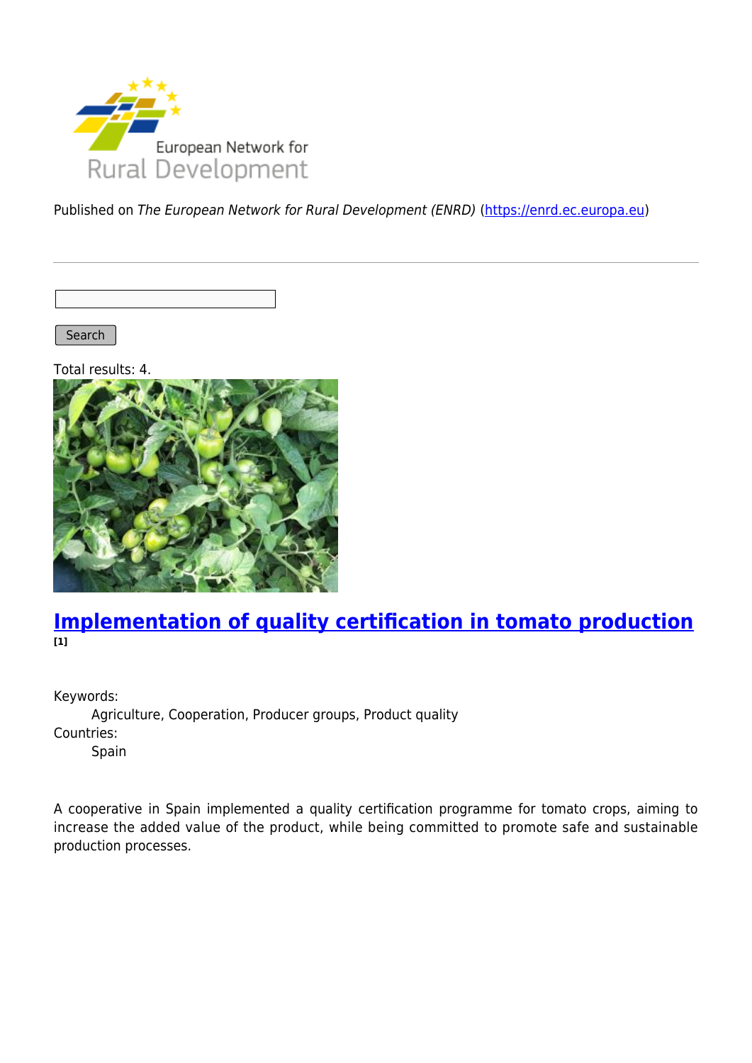Published on *The European Network for Rural Development (ENRD)* (https://enrd.ec.europa.eu)

Search

Total results: 4.

## Implementation of quality certification in tomato production
[1]

Keywords:
Agriculture, Cooperation, Producer groups, Product quality

Countries:
Spain

A cooperative in Spain implemented a quality certification programme for tomato crops, aiming to increase the added value of the product, while being committed to promote safe and sustainable production processes.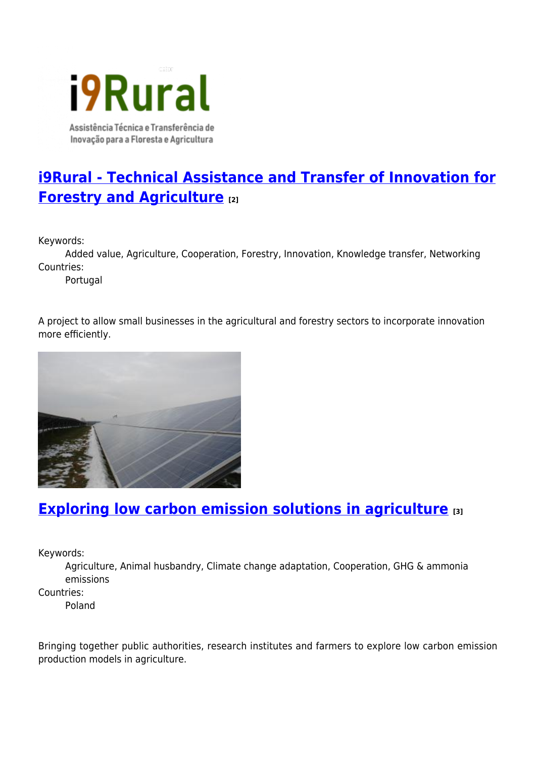## i9Rural - Technical Assistance and Transfer of Innovation for Forestry and Agriculture [2]

Keywords:
: Added value, Agriculture, Cooperation, Forestry, Innovation, Knowledge transfer, Networking

Countries:
: Portugal

A project to allow small businesses in the agricultural and forestry sectors to incorporate innovation more efficiently.

## Exploring low carbon emission solutions in agriculture [3]

Keywords:
: Agriculture, Animal husbandry, Climate change adaptation, Cooperation, GHG & ammonia emissions

Countries:
: Poland

Bringing together public authorities, research institutes and farmers to explore low carbon emission production models in agriculture.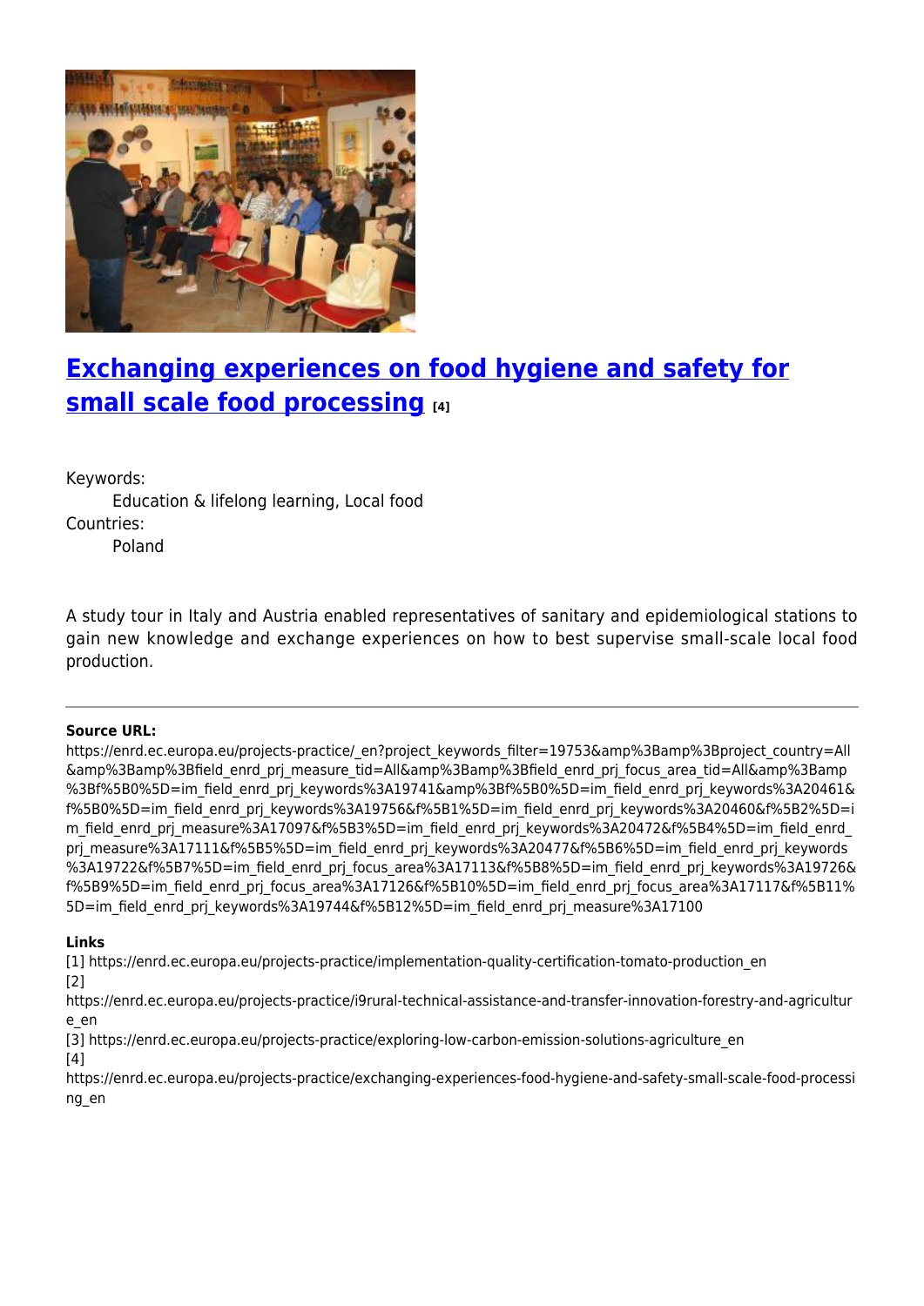## [Exchanging experiences on food hygiene and safety for small scale food processing](https://enrd.ec.europa.eu/projects-practice/exchanging-experiences-food-hygiene-and-safety-small-scale-food-processing_en) [4]

Keywords:
 Education & lifelong learning, Local food
Countries:
 Poland

A study tour in Italy and Austria enabled representatives of sanitary and epidemiological stations to gain new knowledge and exchange experiences on how to best supervise small-scale local food production.

---

**Source URL:**
https://enrd.ec.europa.eu/projects-practice/_en?project_keywords_filter=19753&amp%3Bamp%3Bproject_country=All&amp%3Bamp%3Bfield_enrd_prj_measure_tid=All&amp%3Bamp%3Bfield_enrd_prj_focus_area_tid=All&amp%3Bamp%3Bf%5B0%5D=im_field_enrd_prj_keywords%3A19741&amp%3Bf%5B0%5D=im_field_enrd_prj_keywords%3A20461&f%5B0%5D=im_field_enrd_prj_keywords%3A19756&f%5B1%5D=im_field_enrd_prj_keywords%3A20460&f%5B2%5D=im_field_enrd_prj_measure%3A17097&f%5B3%5D=im_field_enrd_prj_keywords%3A20472&f%5B4%5D=im_field_enrd_prj_measure%3A17111&f%5B5%5D=im_field_enrd_prj_keywords%3A20477&f%5B6%5D=im_field_enrd_prj_keywords%3A19722&f%5B7%5D=im_field_enrd_prj_focus_area%3A17113&f%5B8%5D=im_field_enrd_prj_keywords%3A19726&f%5B9%5D=im_field_enrd_prj_focus_area%3A17126&f%5B10%5D=im_field_enrd_prj_focus_area%3A17117&f%5B11%5D=im_field_enrd_prj_keywords%3A19744&f%5B12%5D=im_field_enrd_prj_measure%3A17100

**Links**
[1] https://enrd.ec.europa.eu/projects-practice/implementation-quality-certification-tomato-production_en
[2] https://enrd.ec.europa.eu/projects-practice/i9rural-technical-assistance-and-transfer-innovation-forestry-and-agriculture_en
[3] https://enrd.ec.europa.eu/projects-practice/exploring-low-carbon-emission-solutions-agriculture_en
[4] https://enrd.ec.europa.eu/projects-practice/exchanging-experiences-food-hygiene-and-safety-small-scale-food-processing_en